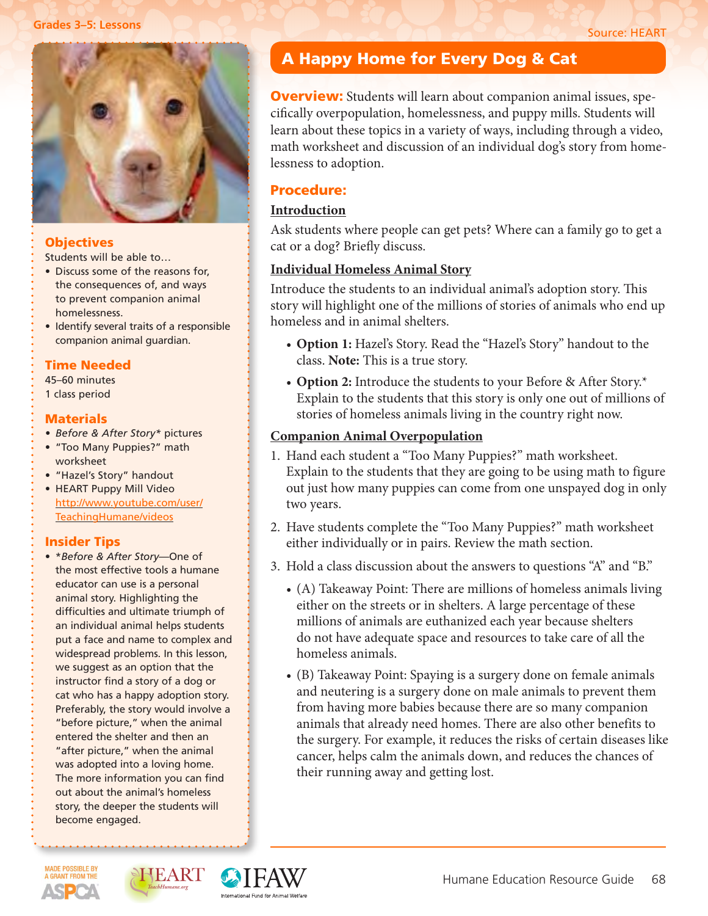# A Happy Home for Every Dog & Cat

Source: HEART

## Objectives

Students will be able to…

- Discuss some of the reasons for, the consequences of, and ways to prevent companion animal homelessness.
- Identify several traits of a responsible companion animal guardian.

## Time Needed

45–60 minutes
1 class period

## Materials

- *Before & After Story\** pictures
- "Too Many Puppies?" math worksheet
- "Hazel's Story" handout
- HEART Puppy Mill Video http://www.youtube.com/user/TeachingHumane/videos

## Insider Tips

- *\*Before & After Story*—One of the most effective tools a humane educator can use is a personal animal story. Highlighting the difficulties and ultimate triumph of an individual animal helps students put a face and name to complex and widespread problems. In this lesson, we suggest as an option that the instructor find a story of a dog or cat who has a happy adoption story. Preferably, the story would involve a "before picture," when the animal entered the shelter and then an "after picture," when the animal was adopted into a loving home. The more information you can find out about the animal's homeless story, the deeper the students will become engaged.

**Overview:** Students will learn about companion animal issues, specifically overpopulation, homelessness, and puppy mills. Students will learn about these topics in a variety of ways, including through a video, math worksheet and discussion of an individual dog's story from homelessness to adoption.

## Procedure:

### Introduction

Ask students where people can get pets? Where can a family go to get a cat or a dog? Briefly discuss.

### Individual Homeless Animal Story

Introduce the students to an individual animal's adoption story. This story will highlight one of the millions of stories of animals who end up homeless and in animal shelters.

- **Option 1:** Hazel's Story. Read the "Hazel's Story" handout to the class. **Note:** This is a true story.
- **Option 2:** Introduce the students to your Before & After Story.\* Explain to the students that this story is only one out of millions of stories of homeless animals living in the country right now.

### Companion Animal Overpopulation

1. Hand each student a "Too Many Puppies?" math worksheet. Explain to the students that they are going to be using math to figure out just how many puppies can come from one unspayed dog in only two years.
2. Have students complete the "Too Many Puppies?" math worksheet either individually or in pairs. Review the math section.
3. Hold a class discussion about the answers to questions "A" and "B."
   - (A) Takeaway Point: There are millions of homeless animals living either on the streets or in shelters. A large percentage of these millions of animals are euthanized each year because shelters do not have adequate space and resources to take care of all the homeless animals.
   - (B) Takeaway Point: Spaying is a surgery done on female animals and neutering is a surgery done on male animals to prevent them from having more babies because there are so many companion animals that already need homes. There are also other benefits to the surgery. For example, it reduces the risks of certain diseases like cancer, helps calm the animals down, and reduces the chances of their running away and getting lost.

MADE POSSIBLE BY A GRANT FROM THE ASPCA · HEART TeachHumane.org · IFAW International Fund for Animal Welfare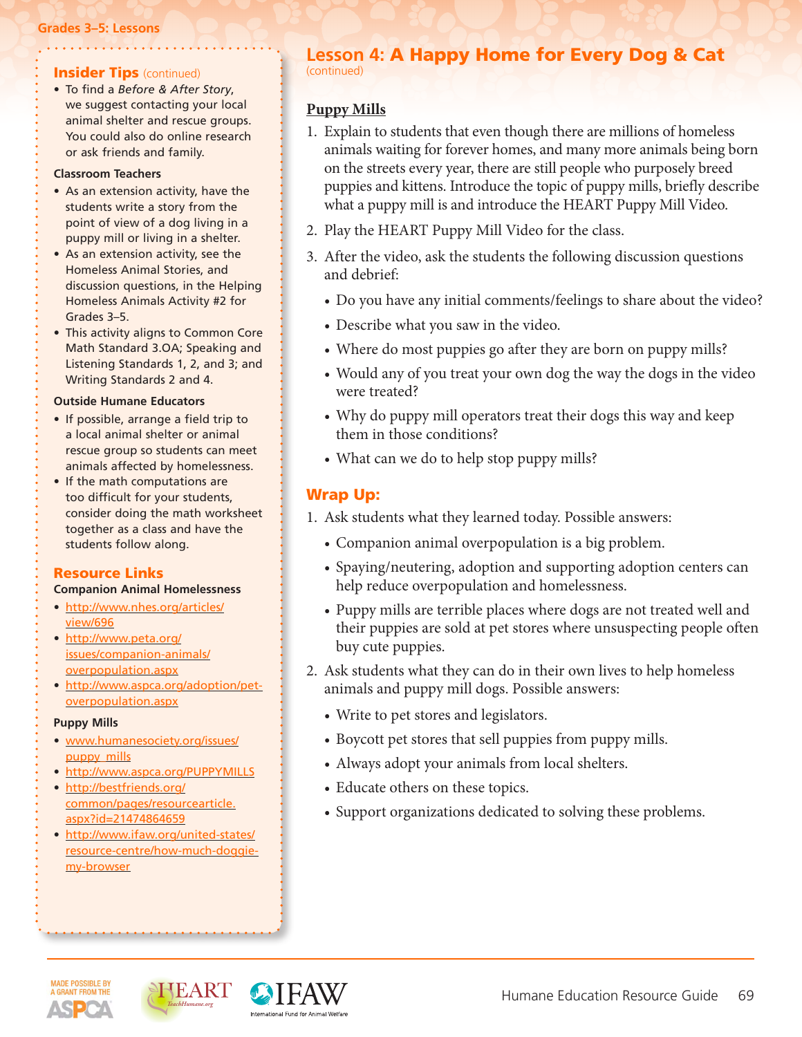## Insider Tips (continued)

- To find a *Before & After Story*, we suggest contacting your local animal shelter and rescue groups. You could also do online research or ask friends and family.

**Classroom Teachers**

- As an extension activity, have the students write a story from the point of view of a dog living in a puppy mill or living in a shelter.
- As an extension activity, see the Homeless Animal Stories, and discussion questions, in the Helping Homeless Animals Activity #2 for Grades 3–5.
- This activity aligns to Common Core Math Standard 3.OA; Speaking and Listening Standards 1, 2, and 3; and Writing Standards 2 and 4.

**Outside Humane Educators**

- If possible, arrange a field trip to a local animal shelter or animal rescue group so students can meet animals affected by homelessness.
- If the math computations are too difficult for your students, consider doing the math worksheet together as a class and have the students follow along.

## Resource Links

**Companion Animal Homelessness**

- http://www.nhes.org/articles/view/696
- http://www.peta.org/issues/companion-animals/overpopulation.aspx
- http://www.aspca.org/adoption/pet-overpopulation.aspx

**Puppy Mills**

- www.humanesociety.org/issues/puppy_mills
- http://www.aspca.org/PUPPYMILLS
- http://bestfriends.org/common/pages/resourcearticle.aspx?id=21474864659
- http://www.ifaw.org/united-states/resource-centre/how-much-doggie-my-browser

# Lesson 4: A Happy Home for Every Dog & Cat

(continued)

### Puppy Mills

1. Explain to students that even though there are millions of homeless animals waiting for forever homes, and many more animals being born on the streets every year, there are still people who purposely breed puppies and kittens. Introduce the topic of puppy mills, briefly describe what a puppy mill is and introduce the HEART Puppy Mill Video.
2. Play the HEART Puppy Mill Video for the class.
3. After the video, ask the students the following discussion questions and debrief:
   - Do you have any initial comments/feelings to share about the video?
   - Describe what you saw in the video.
   - Where do most puppies go after they are born on puppy mills?
   - Would any of you treat your own dog the way the dogs in the video were treated?
   - Why do puppy mill operators treat their dogs this way and keep them in those conditions?
   - What can we do to help stop puppy mills?

## Wrap Up:

1. Ask students what they learned today. Possible answers:
   - Companion animal overpopulation is a big problem.
   - Spaying/neutering, adoption and supporting adoption centers can help reduce overpopulation and homelessness.
   - Puppy mills are terrible places where dogs are not treated well and their puppies are sold at pet stores where unsuspecting people often buy cute puppies.
2. Ask students what they can do in their own lives to help homeless animals and puppy mill dogs. Possible answers:
   - Write to pet stores and legislators.
   - Boycott pet stores that sell puppies from puppy mills.
   - Always adopt your animals from local shelters.
   - Educate others on these topics.
   - Support organizations dedicated to solving these problems.

MADE POSSIBLE BY A GRANT FROM THE ASPCA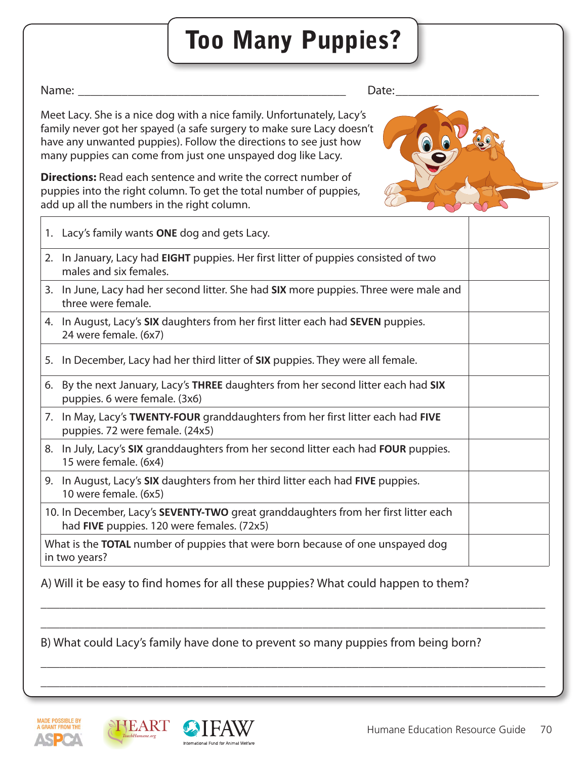# Too Many Puppies?

Name: _______________________________________________ Date:________________________

Meet Lacy. She is a nice dog with a nice family. Unfortunately, Lacy's family never got her spayed (a safe surgery to make sure Lacy doesn't have any unwanted puppies). Follow the directions to see just how many puppies can come from just one unspayed dog like Lacy.

**Directions:** Read each sentence and write the correct number of puppies into the right column. To get the total number of puppies, add up all the numbers in the right column.

| | |
|---|---|
| 1. Lacy's family wants **ONE** dog and gets Lacy. | |
| 2. In January, Lacy had **EIGHT** puppies. Her first litter of puppies consisted of two males and six females. | |
| 3. In June, Lacy had her second litter. She had **SIX** more puppies. Three were male and three were female. | |
| 4. In August, Lacy's **SIX** daughters from her first litter each had **SEVEN** puppies. 24 were female. (6x7) | |
| 5. In December, Lacy had her third litter of **SIX** puppies. They were all female. | |
| 6. By the next January, Lacy's **THREE** daughters from her second litter each had **SIX** puppies. 6 were female. (3x6) | |
| 7. In May, Lacy's **TWENTY-FOUR** granddaughters from her first litter each had **FIVE** puppies. 72 were female. (24x5) | |
| 8. In July, Lacy's **SIX** granddaughters from her second litter each had **FOUR** puppies. 15 were female. (6x4) | |
| 9. In August, Lacy's **SIX** daughters from her third litter each had **FIVE** puppies. 10 were female. (6x5) | |
| 10. In December, Lacy's **SEVENTY-TWO** great granddaughters from her first litter each had **FIVE** puppies. 120 were females. (72x5) | |
| What is the **TOTAL** number of puppies that were born because of one unspayed dog in two years? | |

A) Will it be easy to find homes for all these puppies? What could happen to them?

_____________________________________________________________________________________

_____________________________________________________________________________________

B) What could Lacy's family have done to prevent so many puppies from being born?

_____________________________________________________________________________________

_____________________________________________________________________________________

MADE POSSIBLE BY A GRANT FROM THE ASPCA

HEART TeachHumane.org

IFAW International Fund for Animal Welfare

Humane Education Resource Guide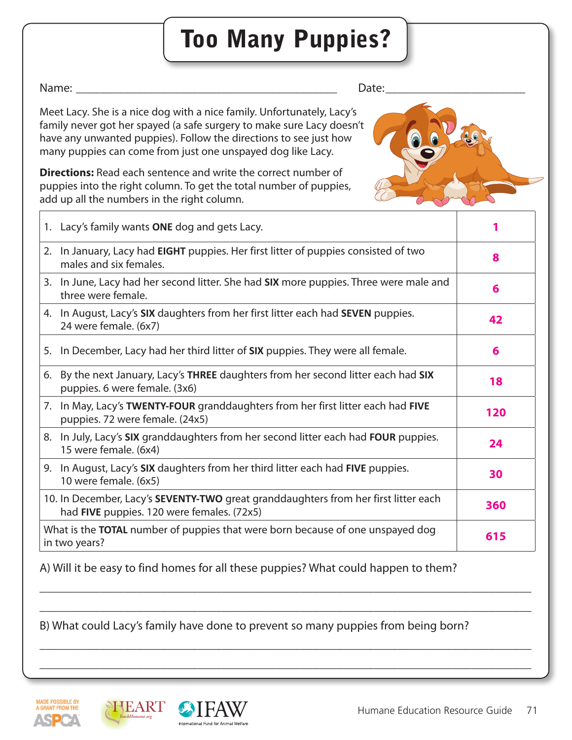# Too Many Puppies?

Name: _______________________________________________ Date:________________________

Meet Lacy. She is a nice dog with a nice family. Unfortunately, Lacy's family never got her spayed (a safe surgery to make sure Lacy doesn't have any unwanted puppies). Follow the directions to see just how many puppies can come from just one unspayed dog like Lacy.

**Directions:** Read each sentence and write the correct number of puppies into the right column. To get the total number of puppies, add up all the numbers in the right column.

| | |
|---|---|
| 1. Lacy's family wants **ONE** dog and gets Lacy. | **1** |
| 2. In January, Lacy had **EIGHT** puppies. Her first litter of puppies consisted of two males and six females. | **8** |
| 3. In June, Lacy had her second litter. She had **SIX** more puppies. Three were male and three were female. | **6** |
| 4. In August, Lacy's **SIX** daughters from her first litter each had **SEVEN** puppies. 24 were female. (6x7) | **42** |
| 5. In December, Lacy had her third litter of **SIX** puppies. They were all female. | **6** |
| 6. By the next January, Lacy's **THREE** daughters from her second litter each had **SIX** puppies. 6 were female. (3x6) | **18** |
| 7. In May, Lacy's **TWENTY-FOUR** granddaughters from her first litter each had **FIVE** puppies. 72 were female. (24x5) | **120** |
| 8. In July, Lacy's **SIX** granddaughters from her second litter each had **FOUR** puppies. 15 were female. (6x4) | **24** |
| 9. In August, Lacy's **SIX** daughters from her third litter each had **FIVE** puppies. 10 were female. (6x5) | **30** |
| 10. In December, Lacy's **SEVENTY-TWO** great granddaughters from her first litter each had **FIVE** puppies. 120 were females. (72x5) | **360** |
| What is the **TOTAL** number of puppies that were born because of one unspayed dog in two years? | **615** |

A) Will it be easy to find homes for all these puppies? What could happen to them?

_____________________________________________________________________________

_____________________________________________________________________________

B) What could Lacy's family have done to prevent so many puppies from being born?

_____________________________________________________________________________

_____________________________________________________________________________

MADE POSSIBLE BY A GRANT FROM THE ASPCA

HEART TeachHumane.org

IFAW International Fund for Animal Welfare

Humane Education Resource Guide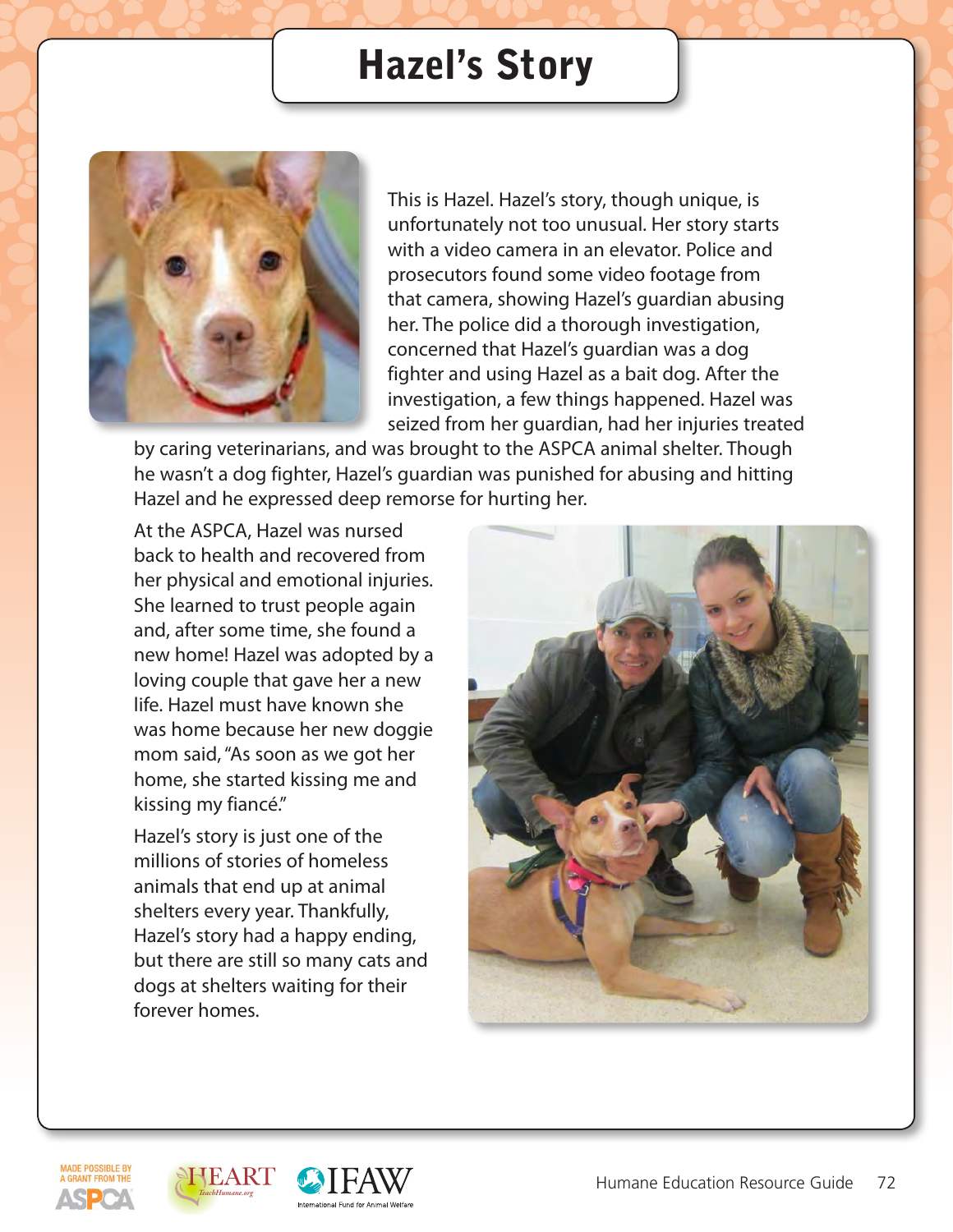# Hazel's Story

This is Hazel. Hazel's story, though unique, is unfortunately not too unusual. Her story starts with a video camera in an elevator. Police and prosecutors found some video footage from that camera, showing Hazel's guardian abusing her. The police did a thorough investigation, concerned that Hazel's guardian was a dog fighter and using Hazel as a bait dog. After the investigation, a few things happened. Hazel was seized from her guardian, had her injuries treated by caring veterinarians, and was brought to the ASPCA animal shelter. Though he wasn't a dog fighter, Hazel's guardian was punished for abusing and hitting Hazel and he expressed deep remorse for hurting her.

At the ASPCA, Hazel was nursed back to health and recovered from her physical and emotional injuries. She learned to trust people again and, after some time, she found a new home! Hazel was adopted by a loving couple that gave her a new life. Hazel must have known she was home because her new doggie mom said, "As soon as we got her home, she started kissing me and kissing my fiancé."

Hazel's story is just one of the millions of stories of homeless animals that end up at animal shelters every year. Thankfully, Hazel's story had a happy ending, but there are still so many cats and dogs at shelters waiting for their forever homes.

MADE POSSIBLE BY A GRANT FROM THE ASPCA

HEART TeachHumane.org

IFAW International Fund for Animal Welfare